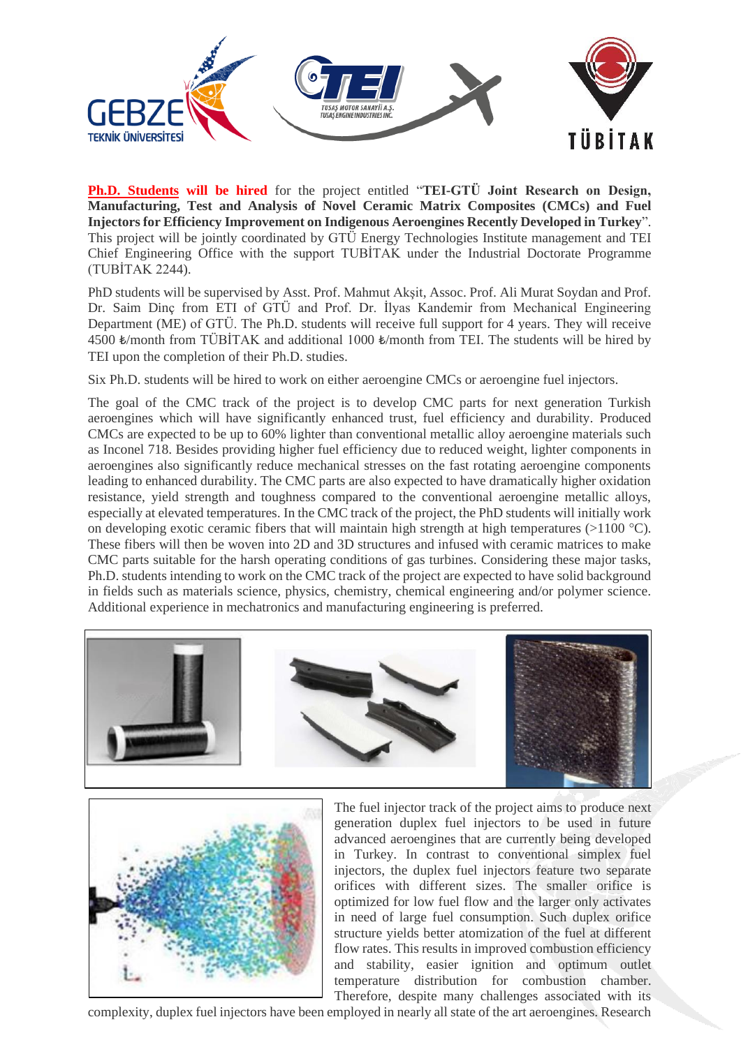**Ph.D. Students will be hired** for the project entitled "**TEI-GTÜ Joint Research on Design, Manufacturing, Test and Analysis of Novel Ceramic Matrix Composites (CMCs) and Fuel Injectors for Efficiency Improvement on Indigenous Aeroengines Recently Developed in Turkey**". This project will be jointly coordinated by GTÜ Energy Technologies Institute management and TEI Chief Engineering Office with the support TUBİTAK under the Industrial Doctorate Programme (TUBİTAK 2244).

PhD students will be supervised by Asst. Prof. Mahmut Akşit, Assoc. Prof. Ali Murat Soydan and Prof. Dr. Saim Dinç from ETI of GTÜ and Prof. Dr. İlyas Kandemir from Mechanical Engineering Department (ME) of GTÜ. The Ph.D. students will receive full support for 4 years. They will receive 4500 ₺/month from TÜBİTAK and additional 1000 ₺/month from TEI. The students will be hired by TEI upon the completion of their Ph.D. studies.

Six Ph.D. students will be hired to work on either aeroengine CMCs or aeroengine fuel injectors.

The goal of the CMC track of the project is to develop CMC parts for next generation Turkish aeroengines which will have significantly enhanced trust, fuel efficiency and durability. Produced CMCs are expected to be up to 60% lighter than conventional metallic alloy aeroengine materials such as Inconel 718. Besides providing higher fuel efficiency due to reduced weight, lighter components in aeroengines also significantly reduce mechanical stresses on the fast rotating aeroengine components leading to enhanced durability. The CMC parts are also expected to have dramatically higher oxidation resistance, yield strength and toughness compared to the conventional aeroengine metallic alloys, especially at elevated temperatures. In the CMC track of the project, the PhD students will initially work on developing exotic ceramic fibers that will maintain high strength at high temperatures (>1100 °C). These fibers will then be woven into 2D and 3D structures and infused with ceramic matrices to make CMC parts suitable for the harsh operating conditions of gas turbines. Considering these major tasks, Ph.D. students intending to work on the CMC track of the project are expected to have solid background in fields such as materials science, physics, chemistry, chemical engineering and/or polymer science. Additional experience in mechatronics and manufacturing engineering is preferred.

The fuel injector track of the project aims to produce next generation duplex fuel injectors to be used in future advanced aeroengines that are currently being developed in Turkey. In contrast to conventional simplex fuel injectors, the duplex fuel injectors feature two separate orifices with different sizes. The smaller orifice is optimized for low fuel flow and the larger only activates in need of large fuel consumption. Such duplex orifice structure yields better atomization of the fuel at different flow rates. This results in improved combustion efficiency and stability, easier ignition and optimum outlet temperature distribution for combustion chamber. Therefore, despite many challenges associated with its complexity, duplex fuel injectors have been employed in nearly all state of the art aeroengines. Research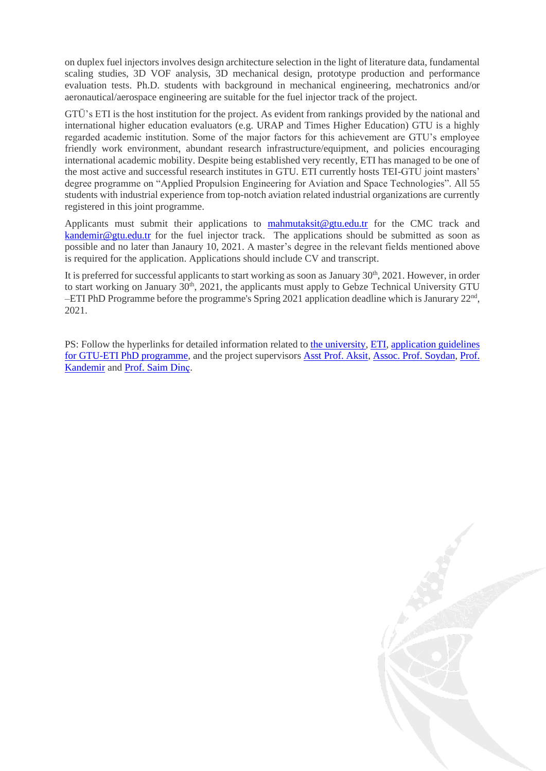on duplex fuel injectors involves design architecture selection in the light of literature data, fundamental scaling studies, 3D VOF analysis, 3D mechanical design, prototype production and performance evaluation tests. Ph.D. students with background in mechanical engineering, mechatronics and/or aeronautical/aerospace engineering are suitable for the fuel injector track of the project.

GTÜ's ETI is the host institution for the project. As evident from rankings provided by the national and international higher education evaluators (e.g. URAP and Times Higher Education) GTU is a highly regarded academic institution. Some of the major factors for this achievement are GTU's employee friendly work environment, abundant research infrastructure/equipment, and policies encouraging international academic mobility. Despite being established very recently, ETI has managed to be one of the most active and successful research institutes in GTU. ETI currently hosts TEI-GTU joint masters' degree programme on "Applied Propulsion Engineering for Aviation and Space Technologies". All 55 students with industrial experience from top-notch aviation related industrial organizations are currently registered in this joint programme.

Applicants must submit their applications to mahmutaksit@gtu.edu.tr for the CMC track and kandemir@gtu.edu.tr for the fuel injector track. The applications should be submitted as soon as possible and no later than Janaury 10, 2021. A master's degree in the relevant fields mentioned above is required for the application. Applications should include CV and transcript.

It is preferred for successful applicants to start working as soon as January 30th, 2021. However, in order to start working on January 30th, 2021, the applicants must apply to Gebze Technical University GTU –ETI PhD Programme before the programme's Spring 2021 application deadline which is Janurary 22nd, 2021.

PS: Follow the hyperlinks for detailed information related to the university, ETI, application guidelines for GTU-ETI PhD programme, and the project supervisors Asst Prof. Aksit, Assoc. Prof. Soydan, Prof. Kandemir and Prof. Saim Dinç.